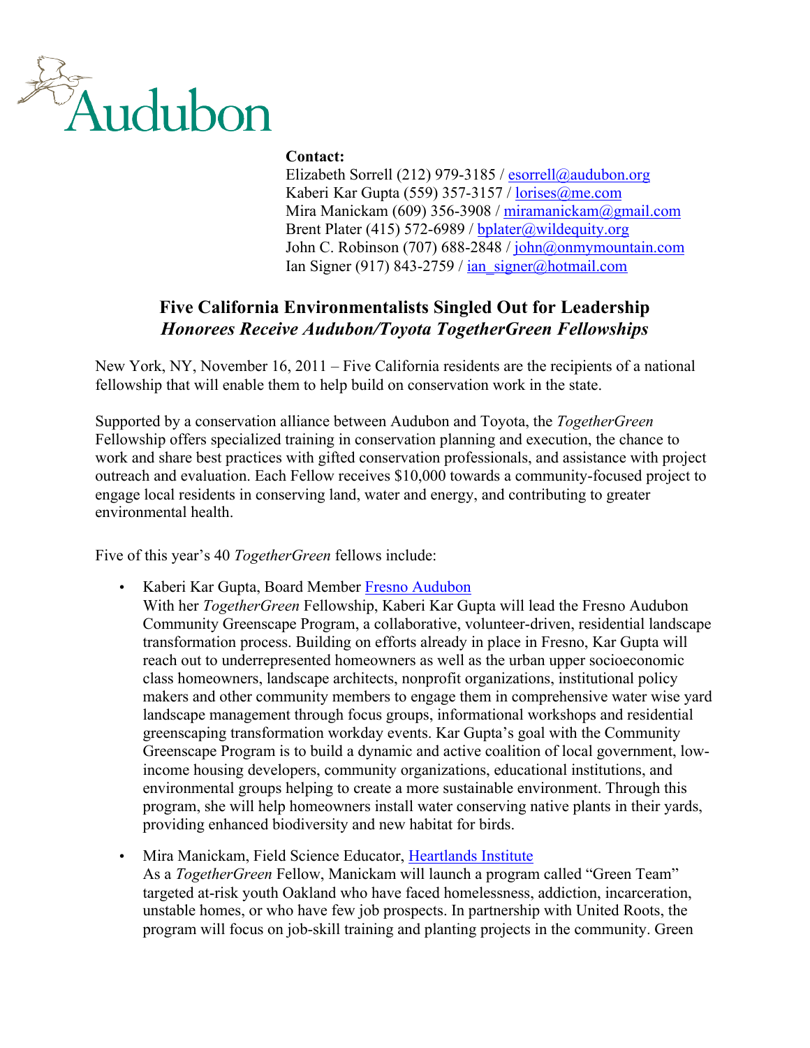Audubon

**Contact:**
Elizabeth Sorrell (212) 979-3185 / esorrell@audubon.org
Kaberi Kar Gupta (559) 357-3157 / lorises@me.com
Mira Manickam (609) 356-3908 / miramanickam@gmail.com
Brent Plater (415) 572-6989 / bplater@wildequity.org
John C. Robinson (707) 688-2848 / john@onmymountain.com
Ian Signer (917) 843-2759 / ian_signer@hotmail.com

# Five California Environmentalists Singled Out for Leadership

## *Honorees Receive Audubon/Toyota TogetherGreen Fellowships*

New York, NY, November 16, 2011 – Five California residents are the recipients of a national fellowship that will enable them to help build on conservation work in the state.

Supported by a conservation alliance between Audubon and Toyota, the *TogetherGreen* Fellowship offers specialized training in conservation planning and execution, the chance to work and share best practices with gifted conservation professionals, and assistance with project outreach and evaluation. Each Fellow receives $10,000 towards a community-focused project to engage local residents in conserving land, water and energy, and contributing to greater environmental health.

Five of this year's 40 *TogetherGreen* fellows include:

- Kaberi Kar Gupta, Board Member Fresno Audubon
  With her *TogetherGreen* Fellowship, Kaberi Kar Gupta will lead the Fresno Audubon Community Greenscape Program, a collaborative, volunteer-driven, residential landscape transformation process. Building on efforts already in place in Fresno, Kar Gupta will reach out to underrepresented homeowners as well as the urban upper socioeconomic class homeowners, landscape architects, nonprofit organizations, institutional policy makers and other community members to engage them in comprehensive water wise yard landscape management through focus groups, informational workshops and residential greenscaping transformation workday events. Kar Gupta's goal with the Community Greenscape Program is to build a dynamic and active coalition of local government, low-income housing developers, community organizations, educational institutions, and environmental groups helping to create a more sustainable environment. Through this program, she will help homeowners install water conserving native plants in their yards, providing enhanced biodiversity and new habitat for birds.

- Mira Manickam, Field Science Educator, Heartlands Institute
  As a *TogetherGreen* Fellow, Manickam will launch a program called "Green Team" targeted at-risk youth Oakland who have faced homelessness, addiction, incarceration, unstable homes, or who have few job prospects. In partnership with United Roots, the program will focus on job-skill training and planting projects in the community. Green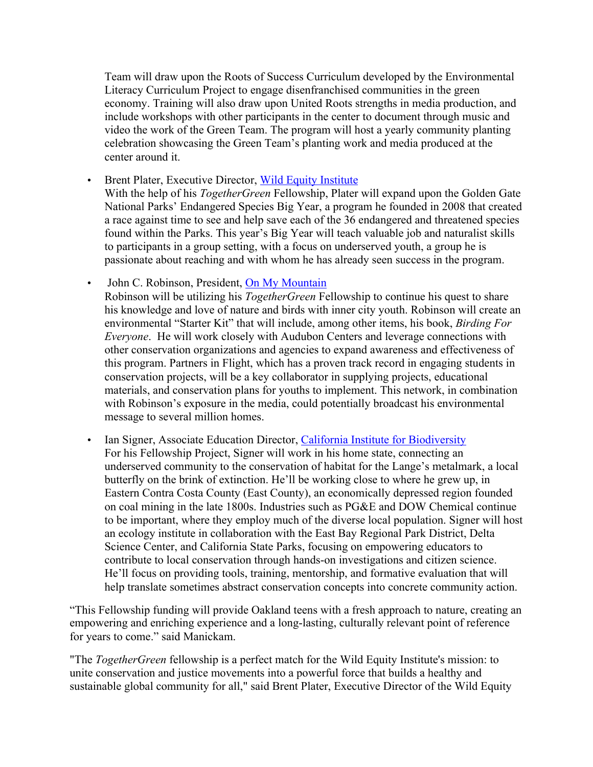Team will draw upon the Roots of Success Curriculum developed by the Environmental Literacy Curriculum Project to engage disenfranchised communities in the green economy. Training will also draw upon United Roots strengths in media production, and include workshops with other participants in the center to document through music and video the work of the Green Team. The program will host a yearly community planting celebration showcasing the Green Team's planting work and media produced at the center around it.

- Brent Plater, Executive Director, [Wild Equity Institute]
  With the help of his *TogetherGreen* Fellowship, Plater will expand upon the Golden Gate National Parks' Endangered Species Big Year, a program he founded in 2008 that created a race against time to see and help save each of the 36 endangered and threatened species found within the Parks. This year's Big Year will teach valuable job and naturalist skills to participants in a group setting, with a focus on underserved youth, a group he is passionate about reaching and with whom he has already seen success in the program.

- John C. Robinson, President, [On My Mountain]
  Robinson will be utilizing his *TogetherGreen* Fellowship to continue his quest to share his knowledge and love of nature and birds with inner city youth. Robinson will create an environmental "Starter Kit" that will include, among other items, his book, *Birding For Everyone*. He will work closely with Audubon Centers and leverage connections with other conservation organizations and agencies to expand awareness and effectiveness of this program. Partners in Flight, which has a proven track record in engaging students in conservation projects, will be a key collaborator in supplying projects, educational materials, and conservation plans for youths to implement. This network, in combination with Robinson's exposure in the media, could potentially broadcast his environmental message to several million homes.

- Ian Signer, Associate Education Director, [California Institute for Biodiversity]
  For his Fellowship Project, Signer will work in his home state, connecting an underserved community to the conservation of habitat for the Lange's metalmark, a local butterfly on the brink of extinction. He'll be working close to where he grew up, in Eastern Contra Costa County (East County), an economically depressed region founded on coal mining in the late 1800s. Industries such as PG&E and DOW Chemical continue to be important, where they employ much of the diverse local population. Signer will host an ecology institute in collaboration with the East Bay Regional Park District, Delta Science Center, and California State Parks, focusing on empowering educators to contribute to local conservation through hands-on investigations and citizen science. He'll focus on providing tools, training, mentorship, and formative evaluation that will help translate sometimes abstract conservation concepts into concrete community action.

"This Fellowship funding will provide Oakland teens with a fresh approach to nature, creating an empowering and enriching experience and a long-lasting, culturally relevant point of reference for years to come." said Manickam.

"The *TogetherGreen* fellowship is a perfect match for the Wild Equity Institute's mission: to unite conservation and justice movements into a powerful force that builds a healthy and sustainable global community for all," said Brent Plater, Executive Director of the Wild Equity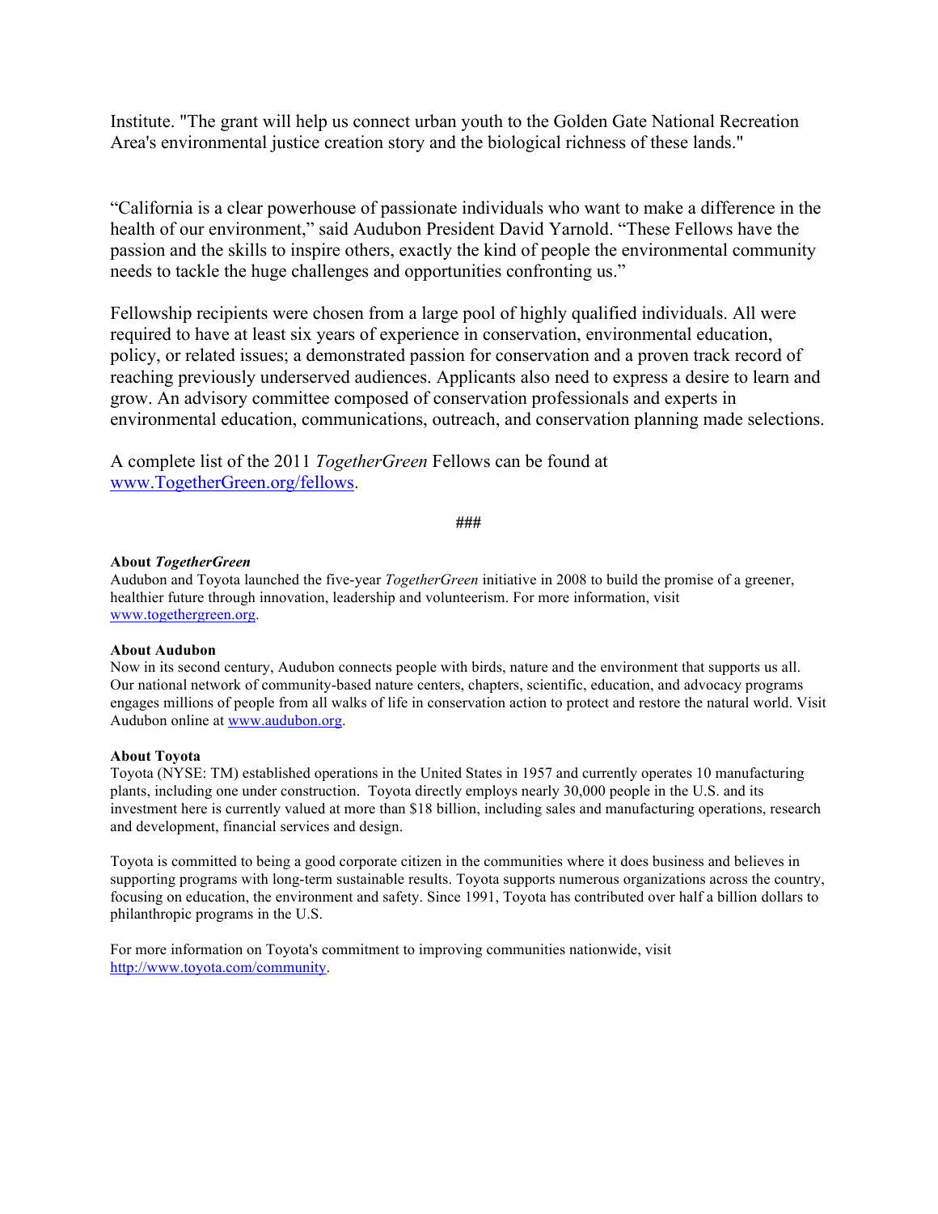Institute. "The grant will help us connect urban youth to the Golden Gate National Recreation Area's environmental justice creation story and the biological richness of these lands."

"California is a clear powerhouse of passionate individuals who want to make a difference in the health of our environment," said Audubon President David Yarnold. "These Fellows have the passion and the skills to inspire others, exactly the kind of people the environmental community needs to tackle the huge challenges and opportunities confronting us."

Fellowship recipients were chosen from a large pool of highly qualified individuals. All were required to have at least six years of experience in conservation, environmental education, policy, or related issues; a demonstrated passion for conservation and a proven track record of reaching previously underserved audiences. Applicants also need to express a desire to learn and grow. An advisory committee composed of conservation professionals and experts in environmental education, communications, outreach, and conservation planning made selections.

A complete list of the 2011 *TogetherGreen* Fellows can be found at [www.TogetherGreen.org/fellows](www.TogetherGreen.org/fellows).

###

**About *TogetherGreen***
Audubon and Toyota launched the five-year *TogetherGreen* initiative in 2008 to build the promise of a greener, healthier future through innovation, leadership and volunteerism. For more information, visit [www.togethergreen.org](www.togethergreen.org).

**About Audubon**
Now in its second century, Audubon connects people with birds, nature and the environment that supports us all. Our national network of community-based nature centers, chapters, scientific, education, and advocacy programs engages millions of people from all walks of life in conservation action to protect and restore the natural world. Visit Audubon online at [www.audubon.org](www.audubon.org).

**About Toyota**
Toyota (NYSE: TM) established operations in the United States in 1957 and currently operates 10 manufacturing plants, including one under construction. Toyota directly employs nearly 30,000 people in the U.S. and its investment here is currently valued at more than $18 billion, including sales and manufacturing operations, research and development, financial services and design.

Toyota is committed to being a good corporate citizen in the communities where it does business and believes in supporting programs with long-term sustainable results. Toyota supports numerous organizations across the country, focusing on education, the environment and safety. Since 1991, Toyota has contributed over half a billion dollars to philanthropic programs in the U.S.

For more information on Toyota's commitment to improving communities nationwide, visit [http://www.toyota.com/community](http://www.toyota.com/community).